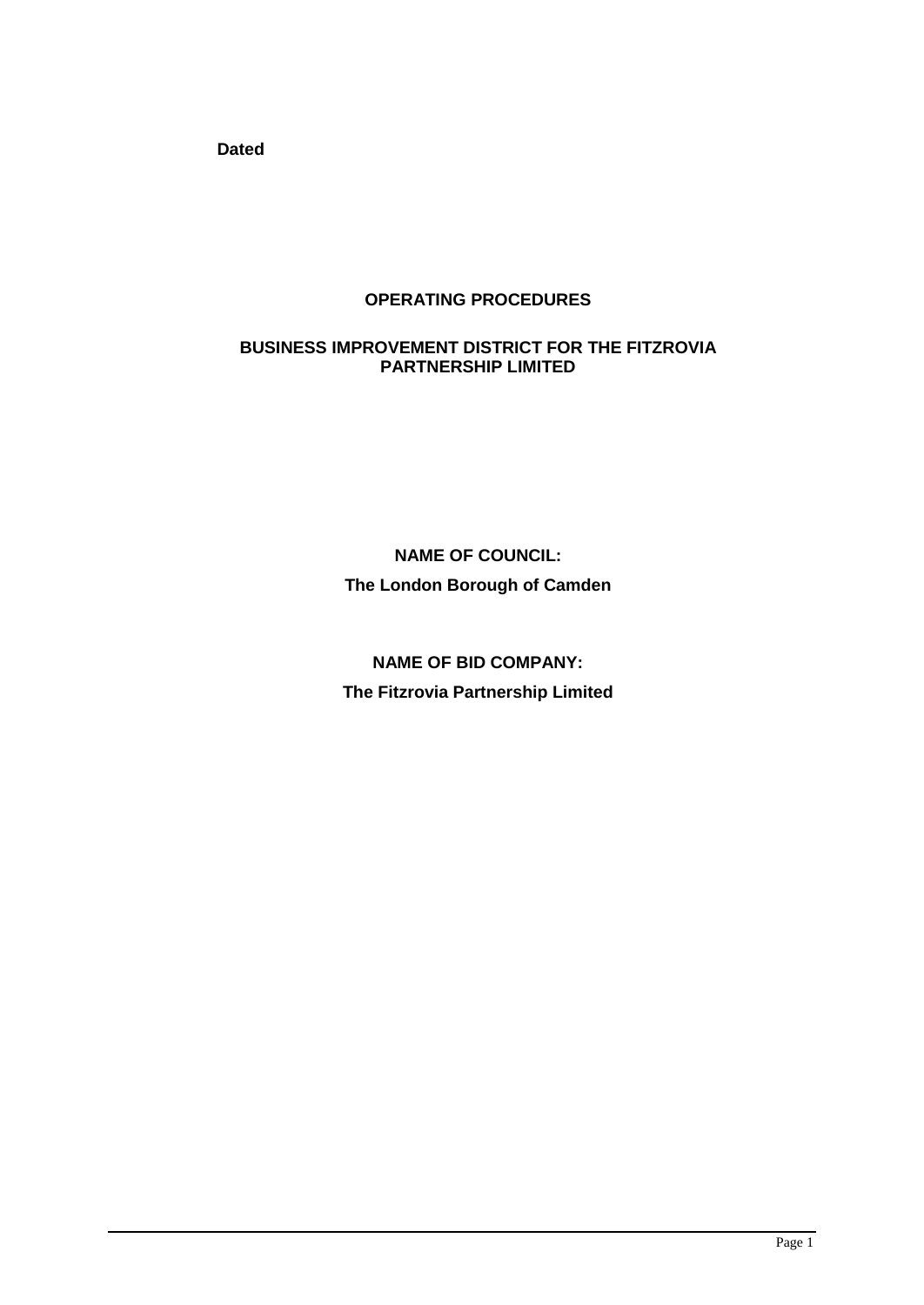**Dated**

# OPERATING PROCEDURES

## BUSINESS IMPROVEMENT DISTRICT FOR THE FITZROVIA PARTNERSHIP LIMITED

**NAME OF COUNCIL:**

**The London Borough of Camden**

**NAME OF BID COMPANY:**

**The Fitzrovia Partnership Limited**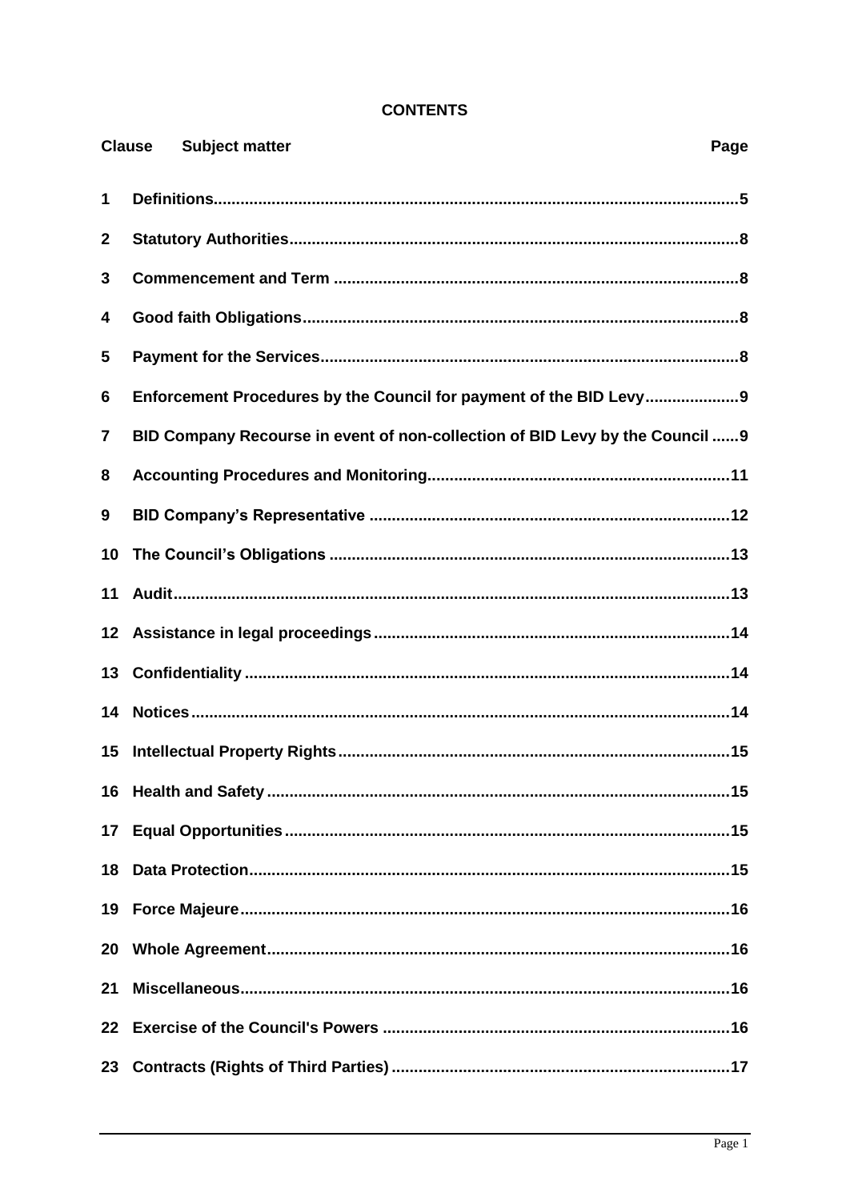**CONTENTS**

| Clause | Subject matter | Page |
|---|---|---|
| 1 | Definitions | 5 |
| 2 | Statutory Authorities | 8 |
| 3 | Commencement and Term | 8 |
| 4 | Good faith Obligations | 8 |
| 5 | Payment for the Services | 8 |
| 6 | Enforcement Procedures by the Council for payment of the BID Levy | 9 |
| 7 | BID Company Recourse in event of non-collection of BID Levy by the Council | 9 |
| 8 | Accounting Procedures and Monitoring | 11 |
| 9 | BID Company's Representative | 12 |
| 10 | The Council's Obligations | 13 |
| 11 | Audit | 13 |
| 12 | Assistance in legal proceedings | 14 |
| 13 | Confidentiality | 14 |
| 14 | Notices | 14 |
| 15 | Intellectual Property Rights | 15 |
| 16 | Health and Safety | 15 |
| 17 | Equal Opportunities | 15 |
| 18 | Data Protection | 15 |
| 19 | Force Majeure | 16 |
| 20 | Whole Agreement | 16 |
| 21 | Miscellaneous | 16 |
| 22 | Exercise of the Council's Powers | 16 |
| 23 | Contracts (Rights of Third Parties) | 17 |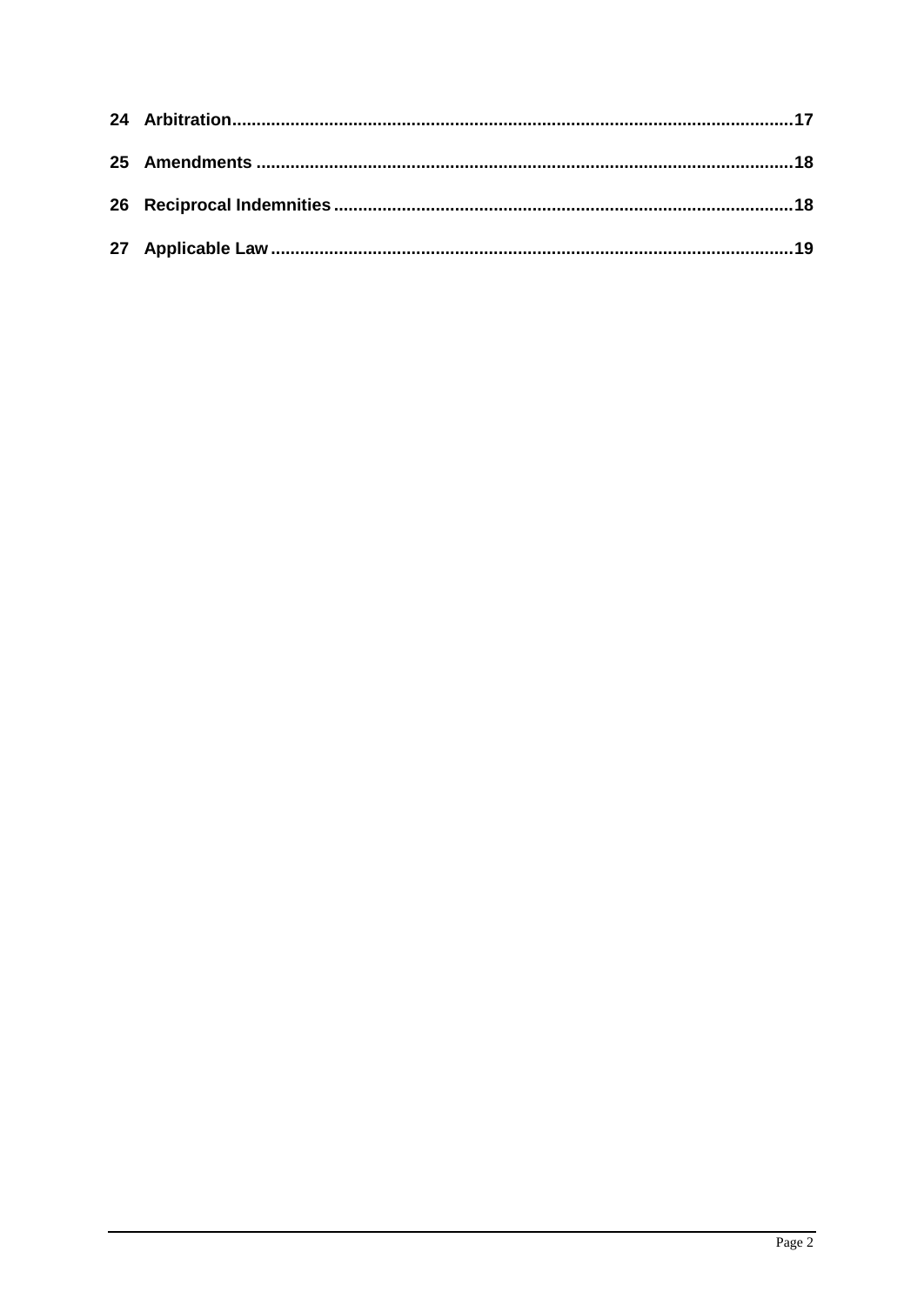**24 Arbitration** .......................................................................................................... **17**

**25 Amendments** ....................................................................................................... **18**

**26 Reciprocal Indemnities** ...................................................................................... **18**

**27 Applicable Law** .................................................................................................... **19**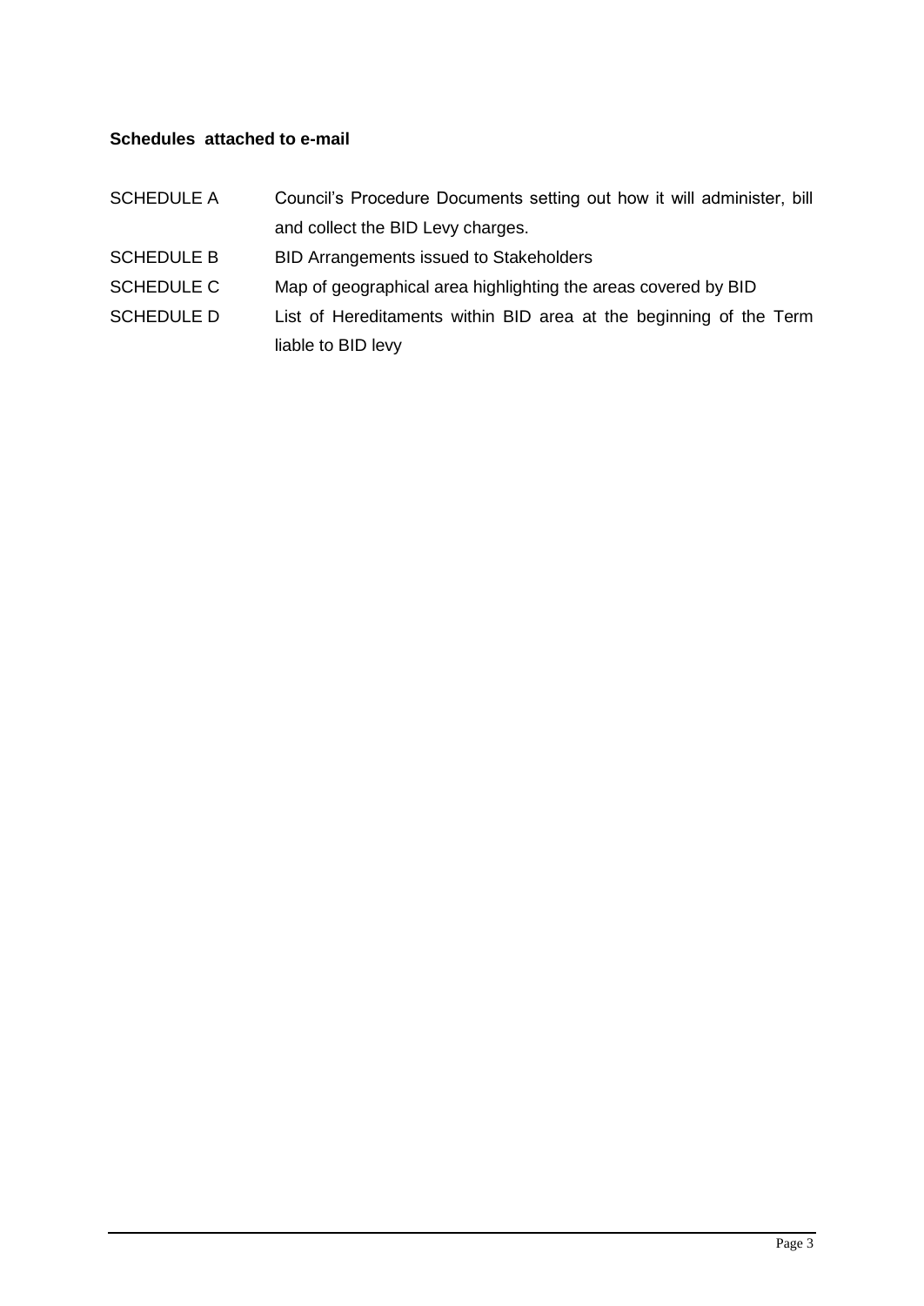**Schedules attached to e-mail**

| | |
|---|---|
| SCHEDULE A | Council's Procedure Documents setting out how it will administer, bill and collect the BID Levy charges. |
| SCHEDULE B | BID Arrangements issued to Stakeholders |
| SCHEDULE C | Map of geographical area highlighting the areas covered by BID |
| SCHEDULE D | List of Hereditaments within BID area at the beginning of the Term liable to BID levy |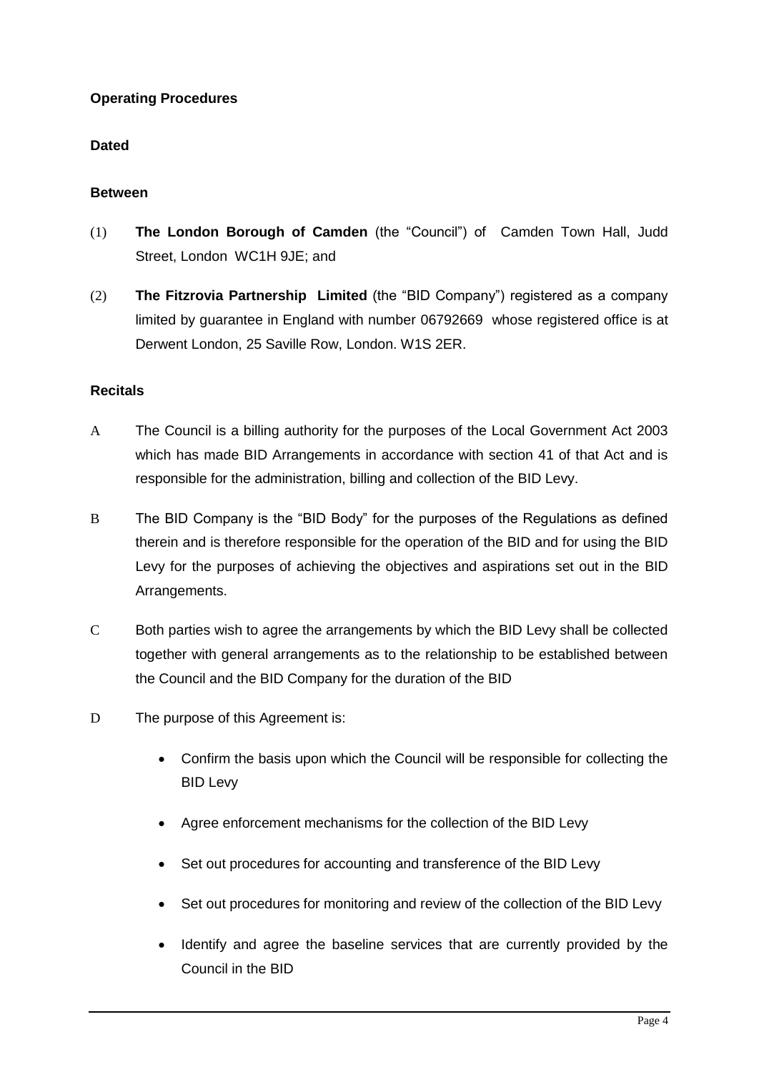**Operating Procedures**

**Dated**

**Between**

(1) **The London Borough of Camden** (the "Council") of Camden Town Hall, Judd Street, London WC1H 9JE; and

(2) **The Fitzrovia Partnership Limited** (the "BID Company") registered as a company limited by guarantee in England with number 06792669 whose registered office is at Derwent London, 25 Saville Row, London. W1S 2ER.

**Recitals**

A The Council is a billing authority for the purposes of the Local Government Act 2003 which has made BID Arrangements in accordance with section 41 of that Act and is responsible for the administration, billing and collection of the BID Levy.

B The BID Company is the "BID Body" for the purposes of the Regulations as defined therein and is therefore responsible for the operation of the BID and for using the BID Levy for the purposes of achieving the objectives and aspirations set out in the BID Arrangements.

C Both parties wish to agree the arrangements by which the BID Levy shall be collected together with general arrangements as to the relationship to be established between the Council and the BID Company for the duration of the BID

D The purpose of this Agreement is:

- Confirm the basis upon which the Council will be responsible for collecting the BID Levy
- Agree enforcement mechanisms for the collection of the BID Levy
- Set out procedures for accounting and transference of the BID Levy
- Set out procedures for monitoring and review of the collection of the BID Levy
- Identify and agree the baseline services that are currently provided by the Council in the BID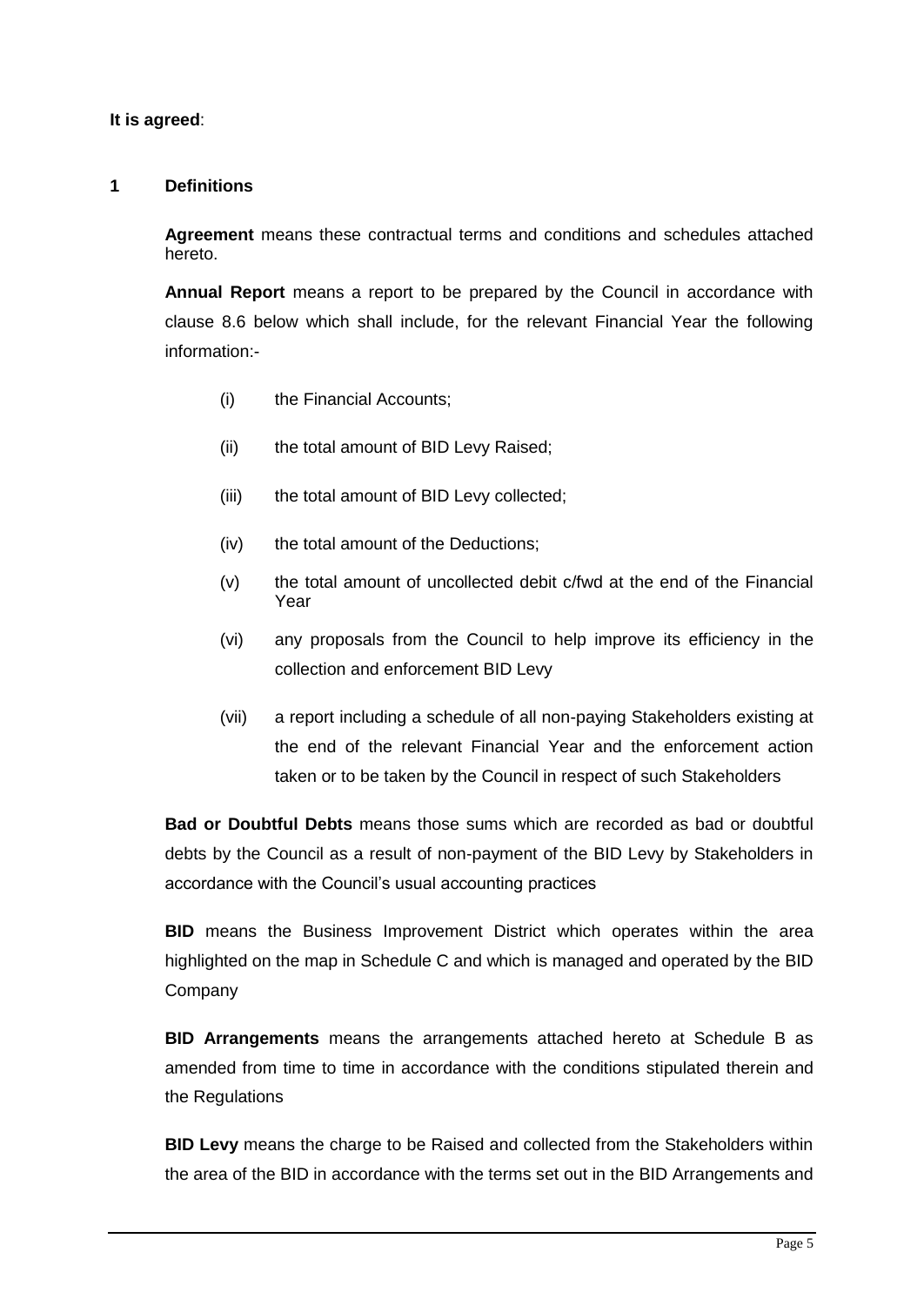**It is agreed**:

## 1 Definitions

**Agreement** means these contractual terms and conditions and schedules attached hereto.

**Annual Report** means a report to be prepared by the Council in accordance with clause 8.6 below which shall include, for the relevant Financial Year the following information:-

- (i) the Financial Accounts;
- (ii) the total amount of BID Levy Raised;
- (iii) the total amount of BID Levy collected;
- (iv) the total amount of the Deductions;
- (v) the total amount of uncollected debit c/fwd at the end of the Financial Year
- (vi) any proposals from the Council to help improve its efficiency in the collection and enforcement BID Levy
- (vii) a report including a schedule of all non-paying Stakeholders existing at the end of the relevant Financial Year and the enforcement action taken or to be taken by the Council in respect of such Stakeholders

**Bad or Doubtful Debts** means those sums which are recorded as bad or doubtful debts by the Council as a result of non-payment of the BID Levy by Stakeholders in accordance with the Council's usual accounting practices

**BID** means the Business Improvement District which operates within the area highlighted on the map in Schedule C and which is managed and operated by the BID Company

**BID Arrangements** means the arrangements attached hereto at Schedule B as amended from time to time in accordance with the conditions stipulated therein and the Regulations

**BID Levy** means the charge to be Raised and collected from the Stakeholders within the area of the BID in accordance with the terms set out in the BID Arrangements and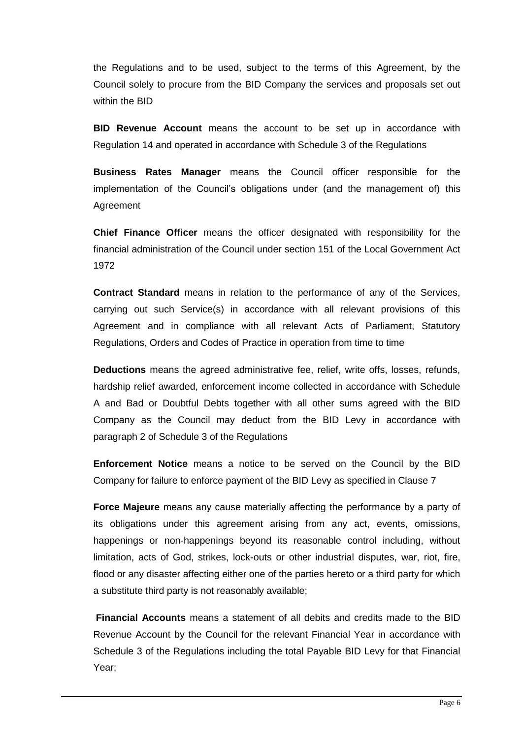the Regulations and to be used, subject to the terms of this Agreement, by the Council solely to procure from the BID Company the services and proposals set out within the BID

**BID Revenue Account** means the account to be set up in accordance with Regulation 14 and operated in accordance with Schedule 3 of the Regulations

**Business Rates Manager** means the Council officer responsible for the implementation of the Council's obligations under (and the management of) this Agreement

**Chief Finance Officer** means the officer designated with responsibility for the financial administration of the Council under section 151 of the Local Government Act 1972

**Contract Standard** means in relation to the performance of any of the Services, carrying out such Service(s) in accordance with all relevant provisions of this Agreement and in compliance with all relevant Acts of Parliament, Statutory Regulations, Orders and Codes of Practice in operation from time to time

**Deductions** means the agreed administrative fee, relief, write offs, losses, refunds, hardship relief awarded, enforcement income collected in accordance with Schedule A and Bad or Doubtful Debts together with all other sums agreed with the BID Company as the Council may deduct from the BID Levy in accordance with paragraph 2 of Schedule 3 of the Regulations

**Enforcement Notice** means a notice to be served on the Council by the BID Company for failure to enforce payment of the BID Levy as specified in Clause 7

**Force Majeure** means any cause materially affecting the performance by a party of its obligations under this agreement arising from any act, events, omissions, happenings or non-happenings beyond its reasonable control including, without limitation, acts of God, strikes, lock-outs or other industrial disputes, war, riot, fire, flood or any disaster affecting either one of the parties hereto or a third party for which a substitute third party is not reasonably available;

**Financial Accounts** means a statement of all debits and credits made to the BID Revenue Account by the Council for the relevant Financial Year in accordance with Schedule 3 of the Regulations including the total Payable BID Levy for that Financial Year;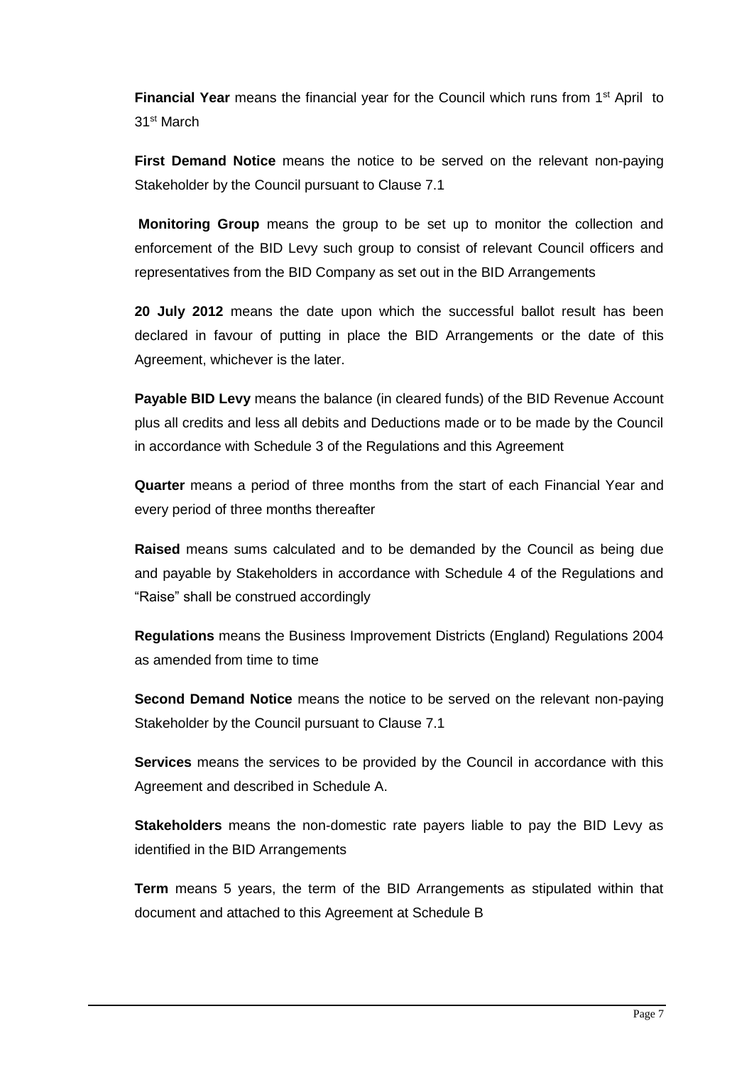**Financial Year** means the financial year for the Council which runs from 1st April to 31st March

**First Demand Notice** means the notice to be served on the relevant non-paying Stakeholder by the Council pursuant to Clause 7.1

**Monitoring Group** means the group to be set up to monitor the collection and enforcement of the BID Levy such group to consist of relevant Council officers and representatives from the BID Company as set out in the BID Arrangements

**20 July 2012** means the date upon which the successful ballot result has been declared in favour of putting in place the BID Arrangements or the date of this Agreement, whichever is the later.

**Payable BID Levy** means the balance (in cleared funds) of the BID Revenue Account plus all credits and less all debits and Deductions made or to be made by the Council in accordance with Schedule 3 of the Regulations and this Agreement

**Quarter** means a period of three months from the start of each Financial Year and every period of three months thereafter

**Raised** means sums calculated and to be demanded by the Council as being due and payable by Stakeholders in accordance with Schedule 4 of the Regulations and "Raise" shall be construed accordingly

**Regulations** means the Business Improvement Districts (England) Regulations 2004 as amended from time to time

**Second Demand Notice** means the notice to be served on the relevant non-paying Stakeholder by the Council pursuant to Clause 7.1

**Services** means the services to be provided by the Council in accordance with this Agreement and described in Schedule A.

**Stakeholders** means the non-domestic rate payers liable to pay the BID Levy as identified in the BID Arrangements

**Term** means 5 years, the term of the BID Arrangements as stipulated within that document and attached to this Agreement at Schedule B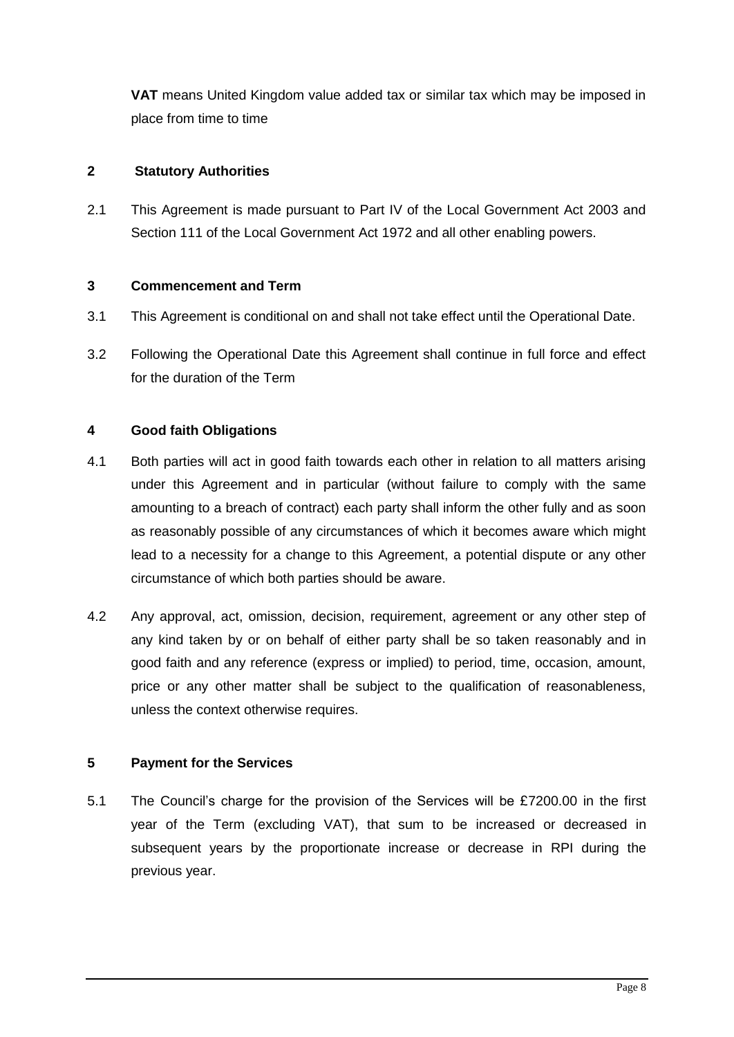**VAT** means United Kingdom value added tax or similar tax which may be imposed in place from time to time

## 2 Statutory Authorities

2.1 This Agreement is made pursuant to Part IV of the Local Government Act 2003 and Section 111 of the Local Government Act 1972 and all other enabling powers.

## 3 Commencement and Term

3.1 This Agreement is conditional on and shall not take effect until the Operational Date.

3.2 Following the Operational Date this Agreement shall continue in full force and effect for the duration of the Term

## 4 Good faith Obligations

4.1 Both parties will act in good faith towards each other in relation to all matters arising under this Agreement and in particular (without failure to comply with the same amounting to a breach of contract) each party shall inform the other fully and as soon as reasonably possible of any circumstances of which it becomes aware which might lead to a necessity for a change to this Agreement, a potential dispute or any other circumstance of which both parties should be aware.

4.2 Any approval, act, omission, decision, requirement, agreement or any other step of any kind taken by or on behalf of either party shall be so taken reasonably and in good faith and any reference (express or implied) to period, time, occasion, amount, price or any other matter shall be subject to the qualification of reasonableness, unless the context otherwise requires.

## 5 Payment for the Services

5.1 The Council's charge for the provision of the Services will be £7200.00 in the first year of the Term (excluding VAT), that sum to be increased or decreased in subsequent years by the proportionate increase or decrease in RPI during the previous year.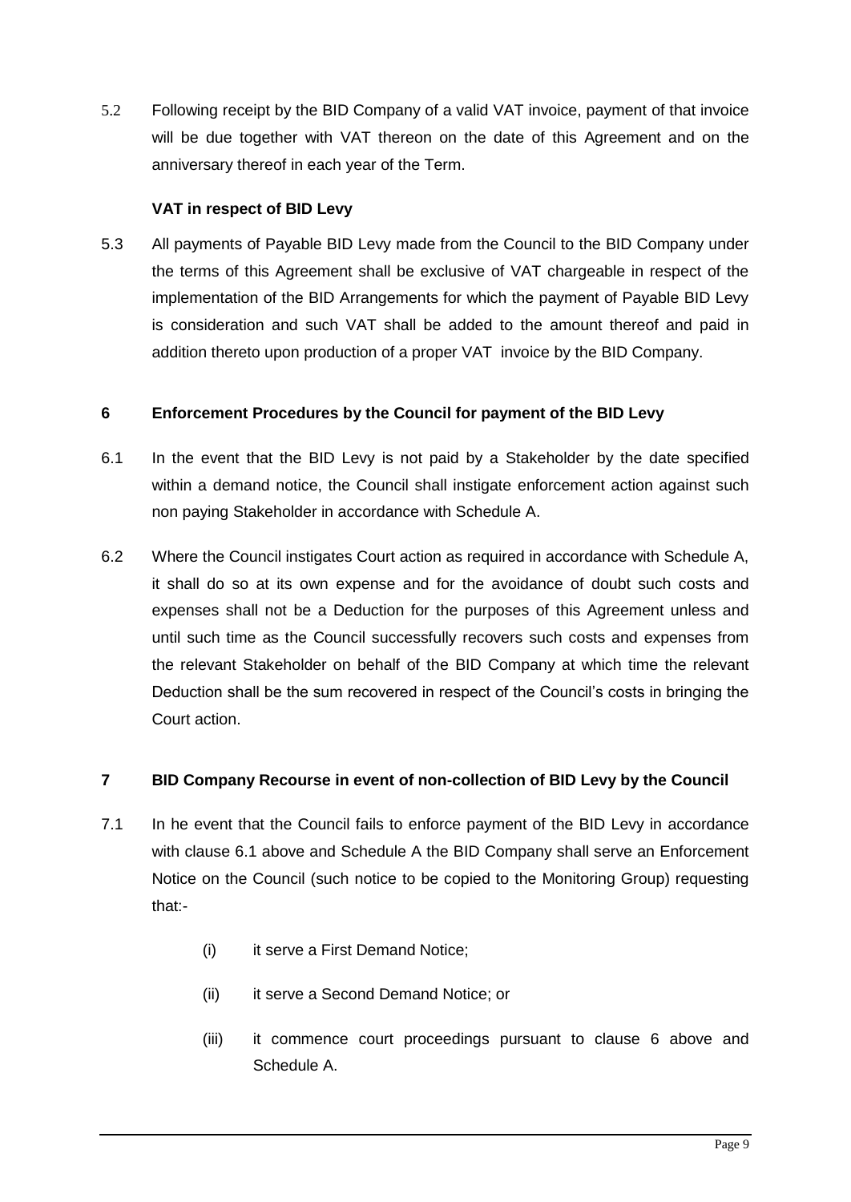5.2 Following receipt by the BID Company of a valid VAT invoice, payment of that invoice will be due together with VAT thereon on the date of this Agreement and on the anniversary thereof in each year of the Term.

**VAT in respect of BID Levy**

5.3 All payments of Payable BID Levy made from the Council to the BID Company under the terms of this Agreement shall be exclusive of VAT chargeable in respect of the implementation of the BID Arrangements for which the payment of Payable BID Levy is consideration and such VAT shall be added to the amount thereof and paid in addition thereto upon production of a proper VAT invoice by the BID Company.

## 6 Enforcement Procedures by the Council for payment of the BID Levy

6.1 In the event that the BID Levy is not paid by a Stakeholder by the date specified within a demand notice, the Council shall instigate enforcement action against such non paying Stakeholder in accordance with Schedule A.

6.2 Where the Council instigates Court action as required in accordance with Schedule A, it shall do so at its own expense and for the avoidance of doubt such costs and expenses shall not be a Deduction for the purposes of this Agreement unless and until such time as the Council successfully recovers such costs and expenses from the relevant Stakeholder on behalf of the BID Company at which time the relevant Deduction shall be the sum recovered in respect of the Council's costs in bringing the Court action.

## 7 BID Company Recourse in event of non-collection of BID Levy by the Council

7.1 In he event that the Council fails to enforce payment of the BID Levy in accordance with clause 6.1 above and Schedule A the BID Company shall serve an Enforcement Notice on the Council (such notice to be copied to the Monitoring Group) requesting that:-

- (i) it serve a First Demand Notice;
- (ii) it serve a Second Demand Notice; or
- (iii) it commence court proceedings pursuant to clause 6 above and Schedule A.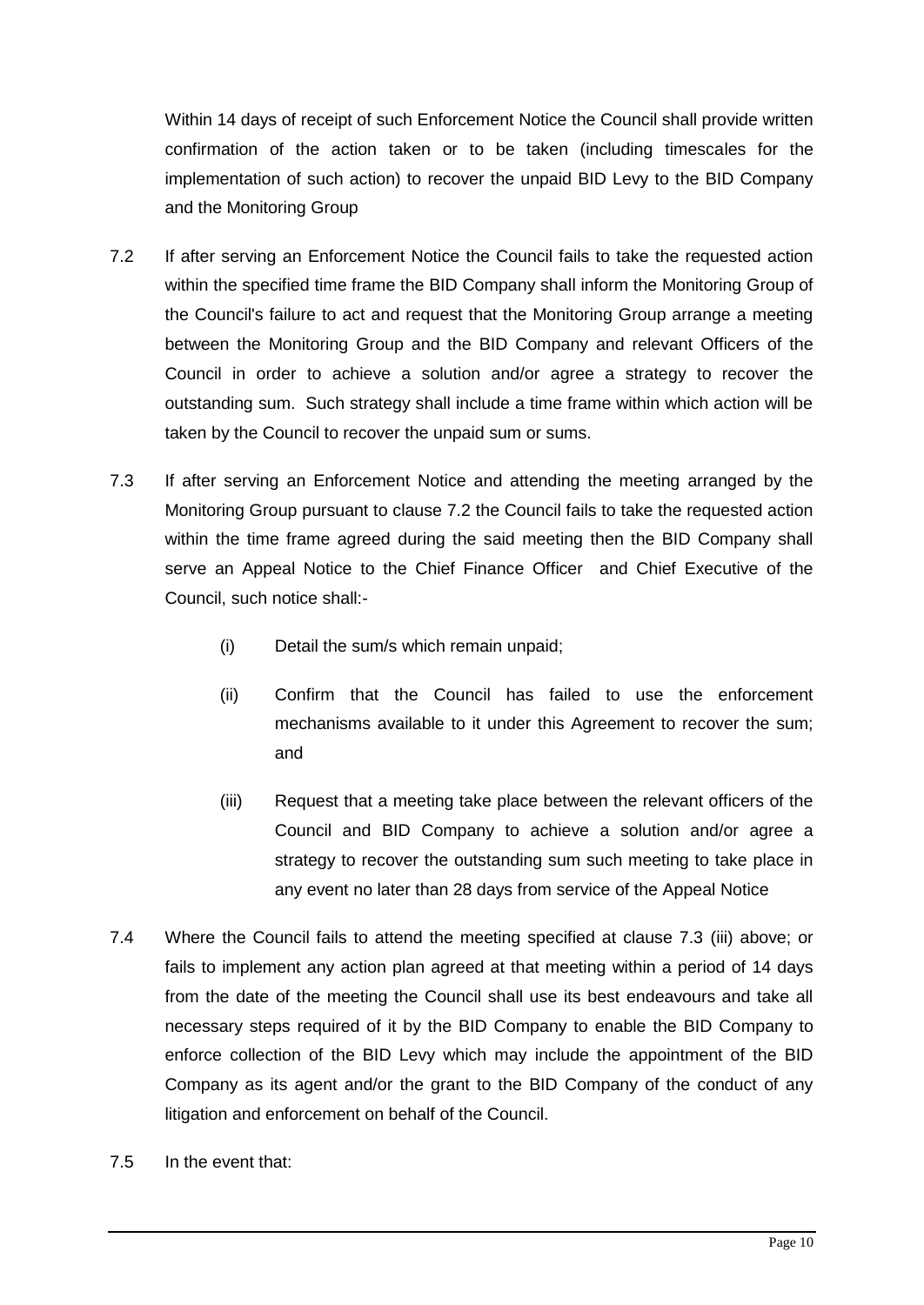Within 14 days of receipt of such Enforcement Notice the Council shall provide written confirmation of the action taken or to be taken (including timescales for the implementation of such action) to recover the unpaid BID Levy to the BID Company and the Monitoring Group

7.2 If after serving an Enforcement Notice the Council fails to take the requested action within the specified time frame the BID Company shall inform the Monitoring Group of the Council's failure to act and request that the Monitoring Group arrange a meeting between the Monitoring Group and the BID Company and relevant Officers of the Council in order to achieve a solution and/or agree a strategy to recover the outstanding sum. Such strategy shall include a time frame within which action will be taken by the Council to recover the unpaid sum or sums.

7.3 If after serving an Enforcement Notice and attending the meeting arranged by the Monitoring Group pursuant to clause 7.2 the Council fails to take the requested action within the time frame agreed during the said meeting then the BID Company shall serve an Appeal Notice to the Chief Finance Officer and Chief Executive of the Council, such notice shall:-

(i) Detail the sum/s which remain unpaid;

(ii) Confirm that the Council has failed to use the enforcement mechanisms available to it under this Agreement to recover the sum; and

(iii) Request that a meeting take place between the relevant officers of the Council and BID Company to achieve a solution and/or agree a strategy to recover the outstanding sum such meeting to take place in any event no later than 28 days from service of the Appeal Notice

7.4 Where the Council fails to attend the meeting specified at clause 7.3 (iii) above; or fails to implement any action plan agreed at that meeting within a period of 14 days from the date of the meeting the Council shall use its best endeavours and take all necessary steps required of it by the BID Company to enable the BID Company to enforce collection of the BID Levy which may include the appointment of the BID Company as its agent and/or the grant to the BID Company of the conduct of any litigation and enforcement on behalf of the Council.

7.5 In the event that: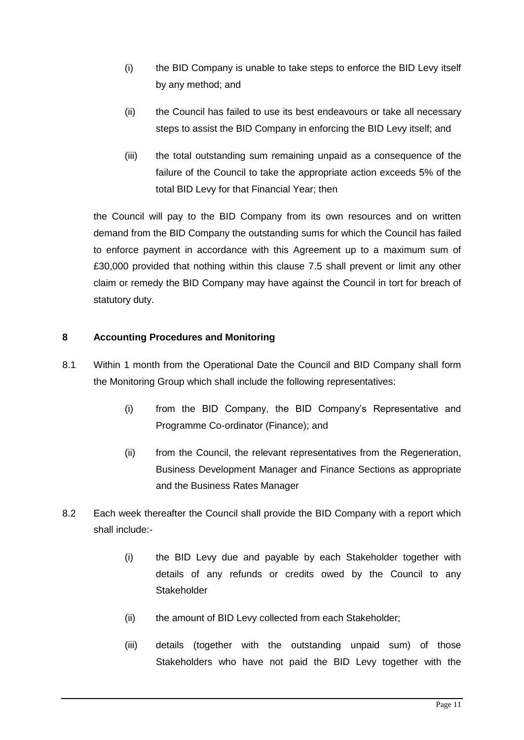(i) the BID Company is unable to take steps to enforce the BID Levy itself by any method; and

(ii) the Council has failed to use its best endeavours or take all necessary steps to assist the BID Company in enforcing the BID Levy itself; and

(iii) the total outstanding sum remaining unpaid as a consequence of the failure of the Council to take the appropriate action exceeds 5% of the total BID Levy for that Financial Year; then

the Council will pay to the BID Company from its own resources and on written demand from the BID Company the outstanding sums for which the Council has failed to enforce payment in accordance with this Agreement up to a maximum sum of £30,000 provided that nothing within this clause 7.5 shall prevent or limit any other claim or remedy the BID Company may have against the Council in tort for breach of statutory duty.

**8 Accounting Procedures and Monitoring**

8.1 Within 1 month from the Operational Date the Council and BID Company shall form the Monitoring Group which shall include the following representatives:

(i) from the BID Company, the BID Company's Representative and Programme Co-ordinator (Finance); and

(ii) from the Council, the relevant representatives from the Regeneration, Business Development Manager and Finance Sections as appropriate and the Business Rates Manager

8.2 Each week thereafter the Council shall provide the BID Company with a report which shall include:-

(i) the BID Levy due and payable by each Stakeholder together with details of any refunds or credits owed by the Council to any Stakeholder

(ii) the amount of BID Levy collected from each Stakeholder;

(iii) details (together with the outstanding unpaid sum) of those Stakeholders who have not paid the BID Levy together with the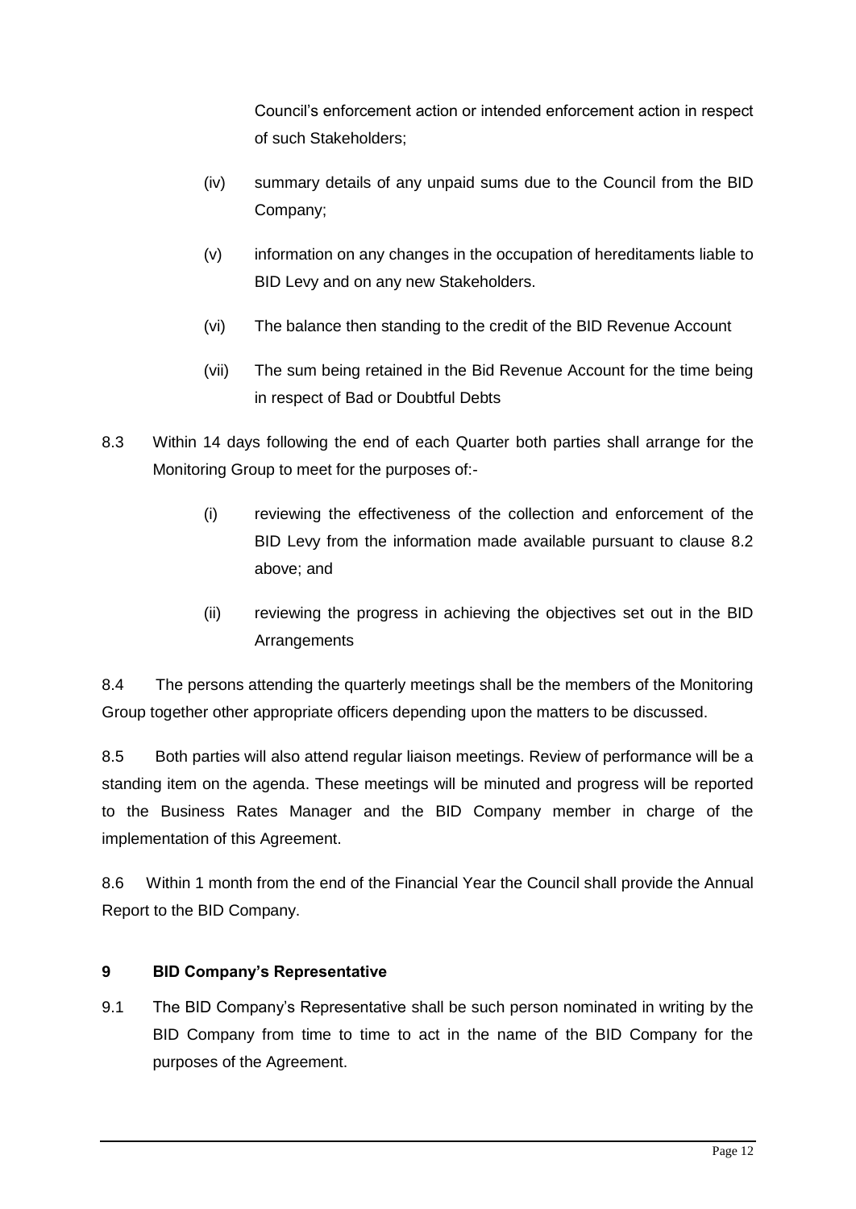Council's enforcement action or intended enforcement action in respect of such Stakeholders;

(iv) summary details of any unpaid sums due to the Council from the BID Company;

(v) information on any changes in the occupation of hereditaments liable to BID Levy and on any new Stakeholders.

(vi) The balance then standing to the credit of the BID Revenue Account

(vii) The sum being retained in the Bid Revenue Account for the time being in respect of Bad or Doubtful Debts

8.3 Within 14 days following the end of each Quarter both parties shall arrange for the Monitoring Group to meet for the purposes of:-

(i) reviewing the effectiveness of the collection and enforcement of the BID Levy from the information made available pursuant to clause 8.2 above; and

(ii) reviewing the progress in achieving the objectives set out in the BID Arrangements

8.4 The persons attending the quarterly meetings shall be the members of the Monitoring Group together other appropriate officers depending upon the matters to be discussed.

8.5 Both parties will also attend regular liaison meetings. Review of performance will be a standing item on the agenda. These meetings will be minuted and progress will be reported to the Business Rates Manager and the BID Company member in charge of the implementation of this Agreement.

8.6 Within 1 month from the end of the Financial Year the Council shall provide the Annual Report to the BID Company.

## 9 BID Company's Representative

9.1 The BID Company's Representative shall be such person nominated in writing by the BID Company from time to time to act in the name of the BID Company for the purposes of the Agreement.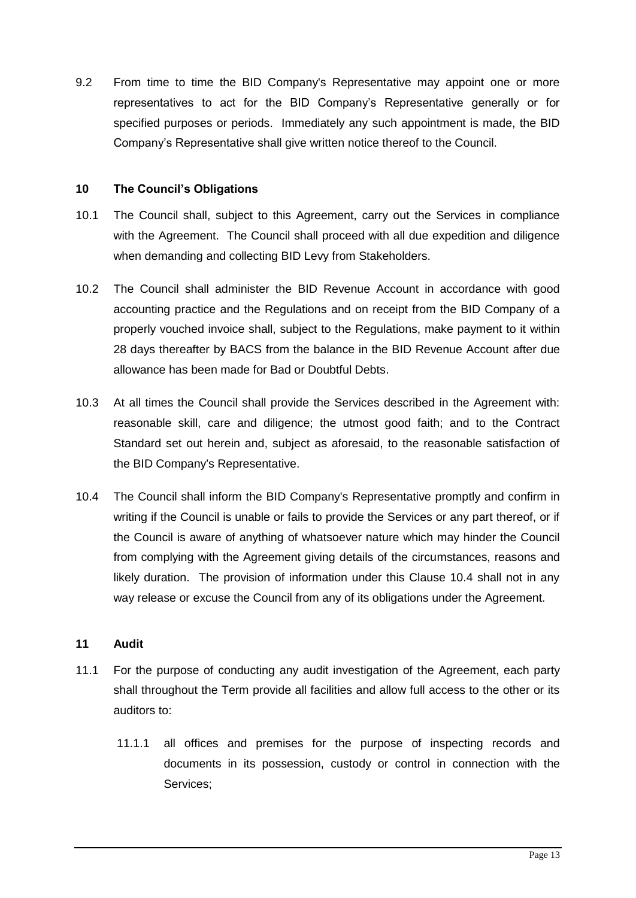9.2 From time to time the BID Company's Representative may appoint one or more representatives to act for the BID Company's Representative generally or for specified purposes or periods. Immediately any such appointment is made, the BID Company's Representative shall give written notice thereof to the Council.

## 10 The Council's Obligations

10.1 The Council shall, subject to this Agreement, carry out the Services in compliance with the Agreement. The Council shall proceed with all due expedition and diligence when demanding and collecting BID Levy from Stakeholders.

10.2 The Council shall administer the BID Revenue Account in accordance with good accounting practice and the Regulations and on receipt from the BID Company of a properly vouched invoice shall, subject to the Regulations, make payment to it within 28 days thereafter by BACS from the balance in the BID Revenue Account after due allowance has been made for Bad or Doubtful Debts.

10.3 At all times the Council shall provide the Services described in the Agreement with: reasonable skill, care and diligence; the utmost good faith; and to the Contract Standard set out herein and, subject as aforesaid, to the reasonable satisfaction of the BID Company's Representative.

10.4 The Council shall inform the BID Company's Representative promptly and confirm in writing if the Council is unable or fails to provide the Services or any part thereof, or if the Council is aware of anything of whatsoever nature which may hinder the Council from complying with the Agreement giving details of the circumstances, reasons and likely duration. The provision of information under this Clause 10.4 shall not in any way release or excuse the Council from any of its obligations under the Agreement.

## 11 Audit

11.1 For the purpose of conducting any audit investigation of the Agreement, each party shall throughout the Term provide all facilities and allow full access to the other or its auditors to:

11.1.1 all offices and premises for the purpose of inspecting records and documents in its possession, custody or control in connection with the Services;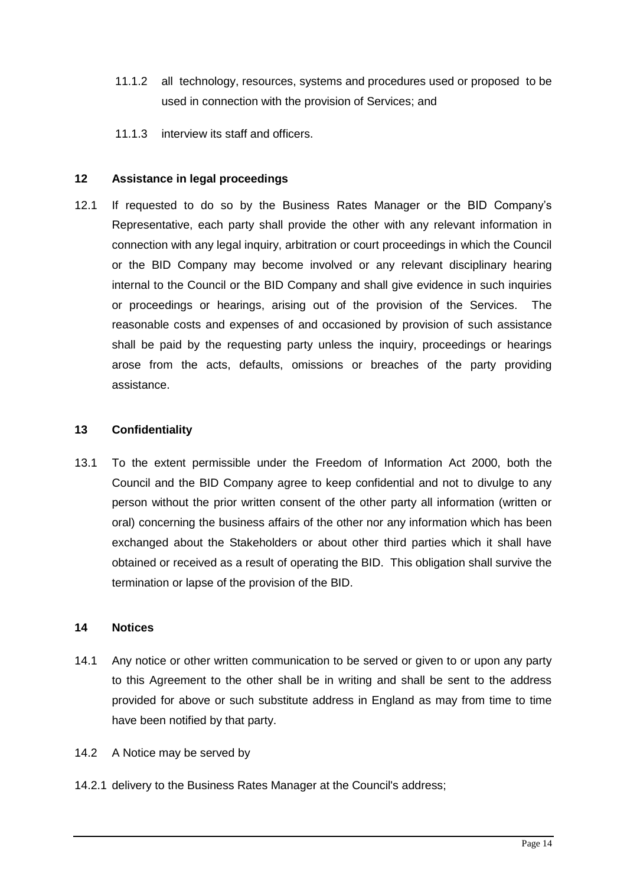11.1.2 all technology, resources, systems and procedures used or proposed to be used in connection with the provision of Services; and

11.1.3 interview its staff and officers.

## 12 Assistance in legal proceedings

12.1 If requested to do so by the Business Rates Manager or the BID Company's Representative, each party shall provide the other with any relevant information in connection with any legal inquiry, arbitration or court proceedings in which the Council or the BID Company may become involved or any relevant disciplinary hearing internal to the Council or the BID Company and shall give evidence in such inquiries or proceedings or hearings, arising out of the provision of the Services. The reasonable costs and expenses of and occasioned by provision of such assistance shall be paid by the requesting party unless the inquiry, proceedings or hearings arose from the acts, defaults, omissions or breaches of the party providing assistance.

## 13 Confidentiality

13.1 To the extent permissible under the Freedom of Information Act 2000, both the Council and the BID Company agree to keep confidential and not to divulge to any person without the prior written consent of the other party all information (written or oral) concerning the business affairs of the other nor any information which has been exchanged about the Stakeholders or about other third parties which it shall have obtained or received as a result of operating the BID. This obligation shall survive the termination or lapse of the provision of the BID.

## 14 Notices

14.1 Any notice or other written communication to be served or given to or upon any party to this Agreement to the other shall be in writing and shall be sent to the address provided for above or such substitute address in England as may from time to time have been notified by that party.

14.2 A Notice may be served by

14.2.1 delivery to the Business Rates Manager at the Council's address;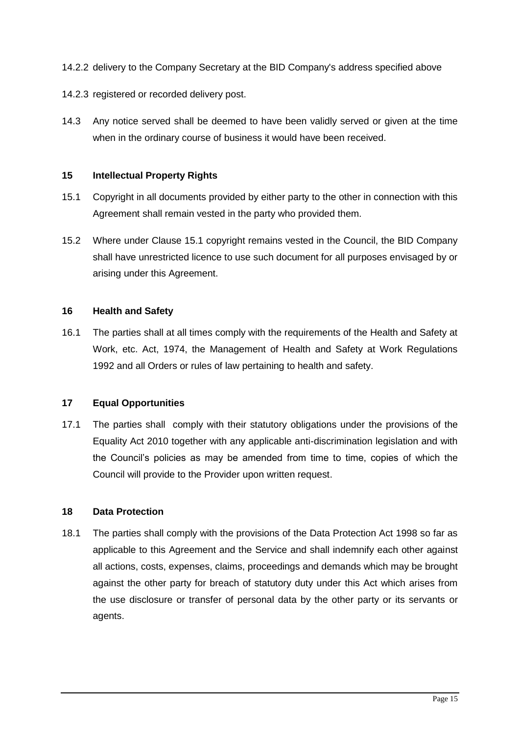14.2.2 delivery to the Company Secretary at the BID Company's address specified above

14.2.3 registered or recorded delivery post.

14.3 Any notice served shall be deemed to have been validly served or given at the time when in the ordinary course of business it would have been received.

## 15 Intellectual Property Rights

15.1 Copyright in all documents provided by either party to the other in connection with this Agreement shall remain vested in the party who provided them.

15.2 Where under Clause 15.1 copyright remains vested in the Council, the BID Company shall have unrestricted licence to use such document for all purposes envisaged by or arising under this Agreement.

## 16 Health and Safety

16.1 The parties shall at all times comply with the requirements of the Health and Safety at Work, etc. Act, 1974, the Management of Health and Safety at Work Regulations 1992 and all Orders or rules of law pertaining to health and safety.

## 17 Equal Opportunities

17.1 The parties shall comply with their statutory obligations under the provisions of the Equality Act 2010 together with any applicable anti-discrimination legislation and with the Council's policies as may be amended from time to time, copies of which the Council will provide to the Provider upon written request.

## 18 Data Protection

18.1 The parties shall comply with the provisions of the Data Protection Act 1998 so far as applicable to this Agreement and the Service and shall indemnify each other against all actions, costs, expenses, claims, proceedings and demands which may be brought against the other party for breach of statutory duty under this Act which arises from the use disclosure or transfer of personal data by the other party or its servants or agents.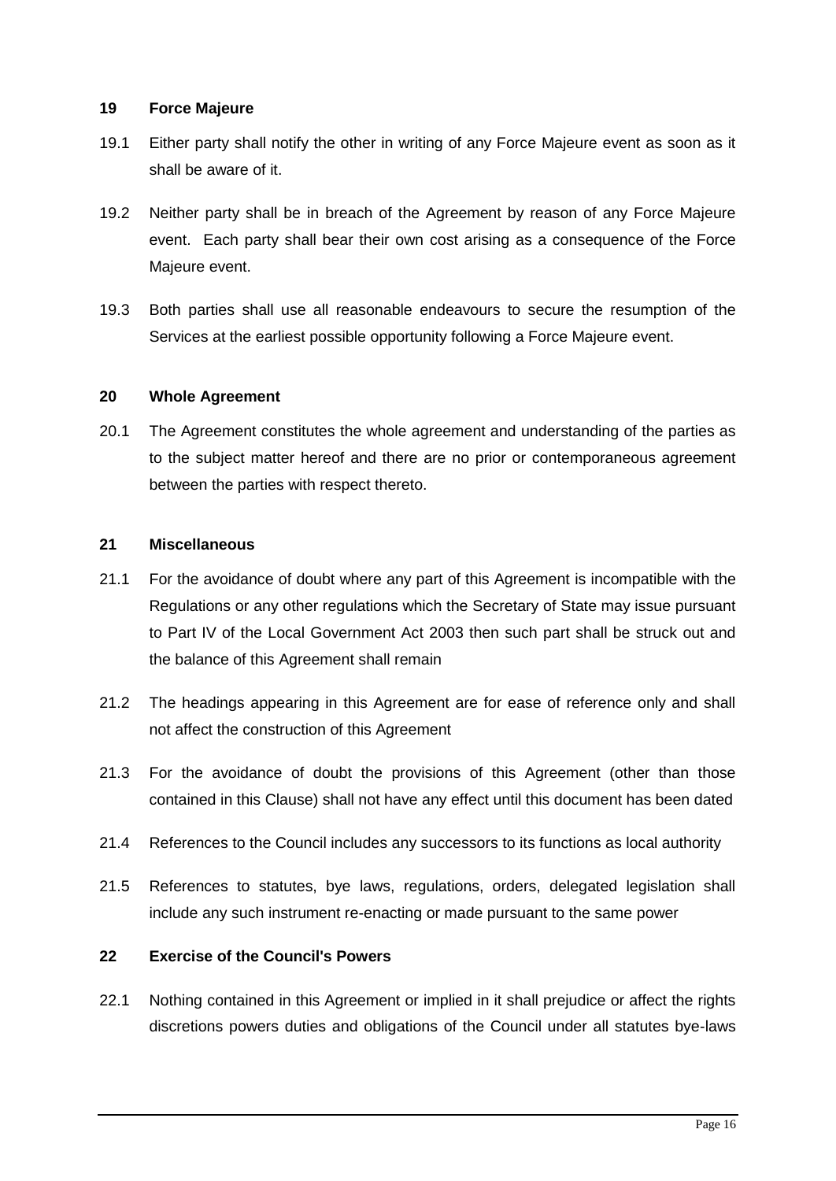### 19 Force Majeure

19.1 Either party shall notify the other in writing of any Force Majeure event as soon as it shall be aware of it.

19.2 Neither party shall be in breach of the Agreement by reason of any Force Majeure event. Each party shall bear their own cost arising as a consequence of the Force Majeure event.

19.3 Both parties shall use all reasonable endeavours to secure the resumption of the Services at the earliest possible opportunity following a Force Majeure event.

### 20 Whole Agreement

20.1 The Agreement constitutes the whole agreement and understanding of the parties as to the subject matter hereof and there are no prior or contemporaneous agreement between the parties with respect thereto.

### 21 Miscellaneous

21.1 For the avoidance of doubt where any part of this Agreement is incompatible with the Regulations or any other regulations which the Secretary of State may issue pursuant to Part IV of the Local Government Act 2003 then such part shall be struck out and the balance of this Agreement shall remain

21.2 The headings appearing in this Agreement are for ease of reference only and shall not affect the construction of this Agreement

21.3 For the avoidance of doubt the provisions of this Agreement (other than those contained in this Clause) shall not have any effect until this document has been dated

21.4 References to the Council includes any successors to its functions as local authority

21.5 References to statutes, bye laws, regulations, orders, delegated legislation shall include any such instrument re-enacting or made pursuant to the same power

### 22 Exercise of the Council's Powers

22.1 Nothing contained in this Agreement or implied in it shall prejudice or affect the rights discretions powers duties and obligations of the Council under all statutes bye-laws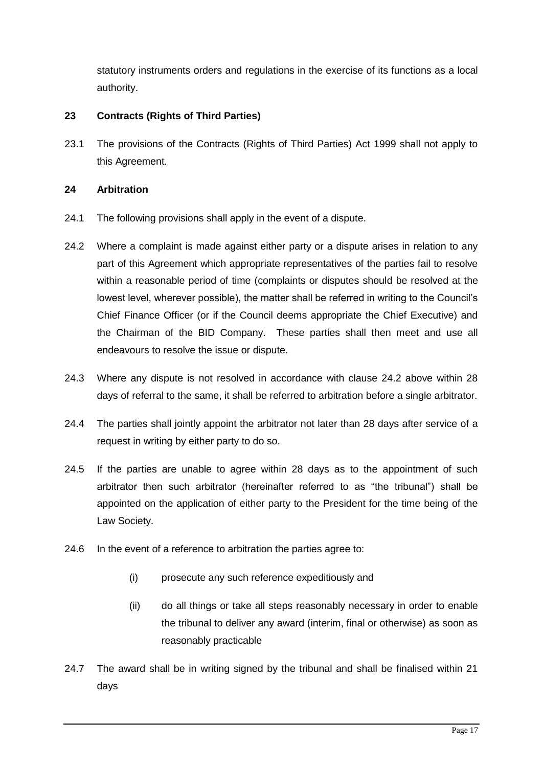statutory instruments orders and regulations in the exercise of its functions as a local authority.

**23 Contracts (Rights of Third Parties)**

23.1 The provisions of the Contracts (Rights of Third Parties) Act 1999 shall not apply to this Agreement.

**24 Arbitration**

24.1 The following provisions shall apply in the event of a dispute.

24.2 Where a complaint is made against either party or a dispute arises in relation to any part of this Agreement which appropriate representatives of the parties fail to resolve within a reasonable period of time (complaints or disputes should be resolved at the lowest level, wherever possible), the matter shall be referred in writing to the Council's Chief Finance Officer (or if the Council deems appropriate the Chief Executive) and the Chairman of the BID Company. These parties shall then meet and use all endeavours to resolve the issue or dispute.

24.3 Where any dispute is not resolved in accordance with clause 24.2 above within 28 days of referral to the same, it shall be referred to arbitration before a single arbitrator.

24.4 The parties shall jointly appoint the arbitrator not later than 28 days after service of a request in writing by either party to do so.

24.5 If the parties are unable to agree within 28 days as to the appointment of such arbitrator then such arbitrator (hereinafter referred to as "the tribunal") shall be appointed on the application of either party to the President for the time being of the Law Society.

24.6 In the event of a reference to arbitration the parties agree to:

(i) prosecute any such reference expeditiously and

(ii) do all things or take all steps reasonably necessary in order to enable the tribunal to deliver any award (interim, final or otherwise) as soon as reasonably practicable

24.7 The award shall be in writing signed by the tribunal and shall be finalised within 21 days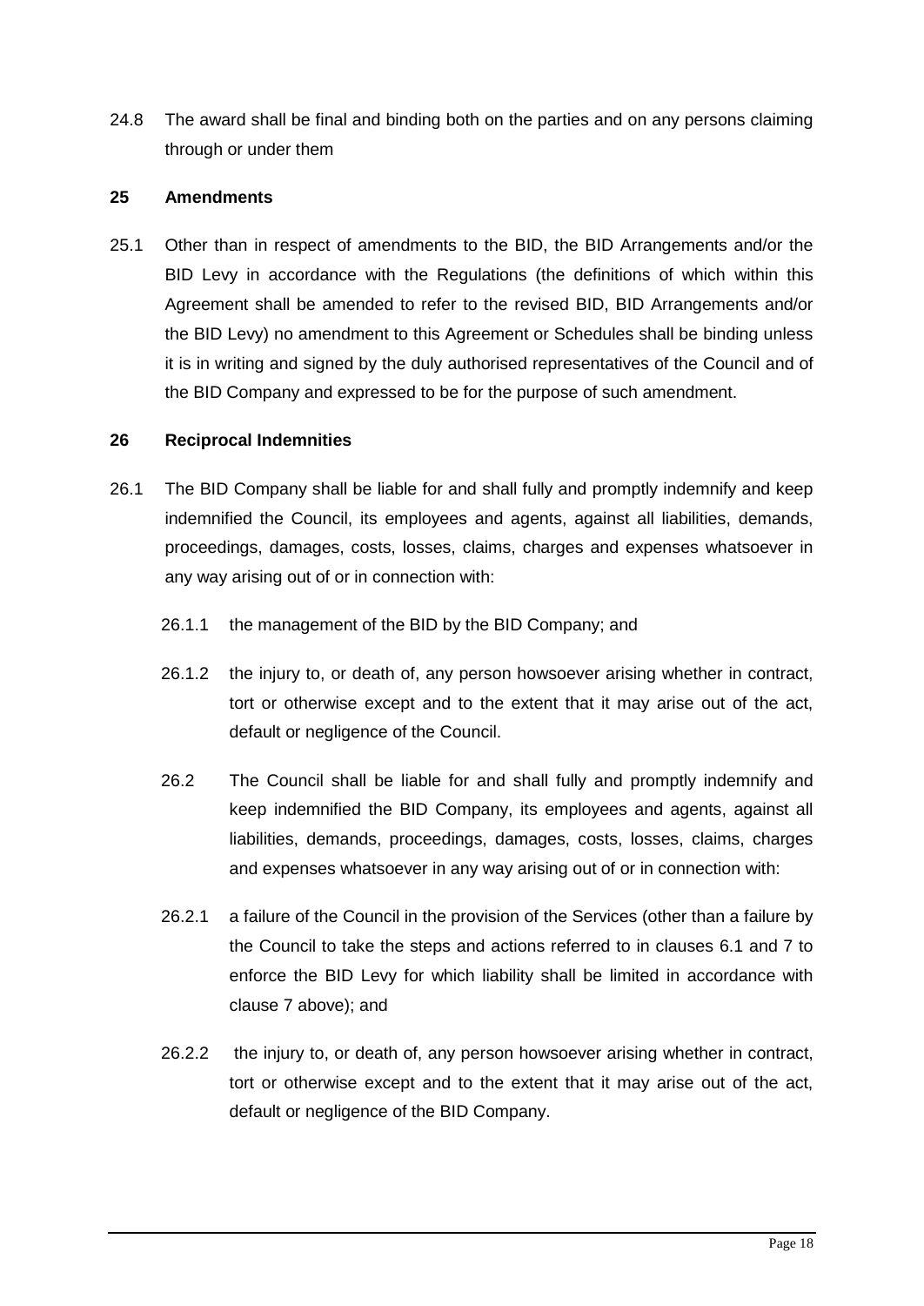24.8 The award shall be final and binding both on the parties and on any persons claiming through or under them

**25 Amendments**

25.1 Other than in respect of amendments to the BID, the BID Arrangements and/or the BID Levy in accordance with the Regulations (the definitions of which within this Agreement shall be amended to refer to the revised BID, BID Arrangements and/or the BID Levy) no amendment to this Agreement or Schedules shall be binding unless it is in writing and signed by the duly authorised representatives of the Council and of the BID Company and expressed to be for the purpose of such amendment.

**26 Reciprocal Indemnities**

26.1 The BID Company shall be liable for and shall fully and promptly indemnify and keep indemnified the Council, its employees and agents, against all liabilities, demands, proceedings, damages, costs, losses, claims, charges and expenses whatsoever in any way arising out of or in connection with:

26.1.1 the management of the BID by the BID Company; and

26.1.2 the injury to, or death of, any person howsoever arising whether in contract, tort or otherwise except and to the extent that it may arise out of the act, default or negligence of the Council.

26.2 The Council shall be liable for and shall fully and promptly indemnify and keep indemnified the BID Company, its employees and agents, against all liabilities, demands, proceedings, damages, costs, losses, claims, charges and expenses whatsoever in any way arising out of or in connection with:

26.2.1 a failure of the Council in the provision of the Services (other than a failure by the Council to take the steps and actions referred to in clauses 6.1 and 7 to enforce the BID Levy for which liability shall be limited in accordance with clause 7 above); and

26.2.2 the injury to, or death of, any person howsoever arising whether in contract, tort or otherwise except and to the extent that it may arise out of the act, default or negligence of the BID Company.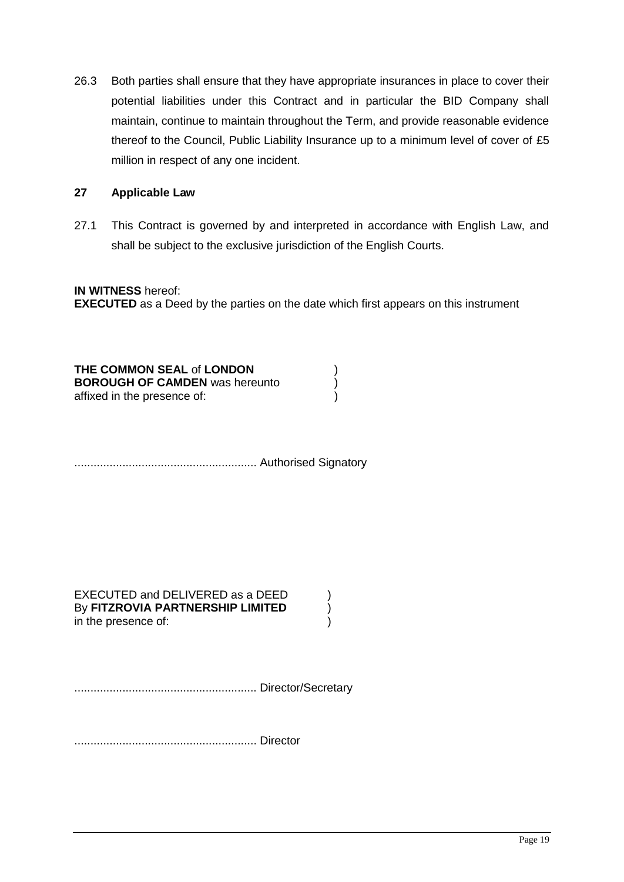26.3 Both parties shall ensure that they have appropriate insurances in place to cover their potential liabilities under this Contract and in particular the BID Company shall maintain, continue to maintain throughout the Term, and provide reasonable evidence thereof to the Council, Public Liability Insurance up to a minimum level of cover of £5 million in respect of any one incident.

## 27 Applicable Law

27.1 This Contract is governed by and interpreted in accordance with English Law, and shall be subject to the exclusive jurisdiction of the English Courts.

**IN WITNESS** hereof:
**EXECUTED** as a Deed by the parties on the date which first appears on this instrument

**THE COMMON SEAL** of **LONDON** )
**BOROUGH OF CAMDEN** was hereunto )
affixed in the presence of: )

......................................................... Authorised Signatory

EXECUTED and DELIVERED as a DEED )
By **FITZROVIA PARTNERSHIP LIMITED** )
in the presence of: )

......................................................... Director/Secretary

......................................................... Director